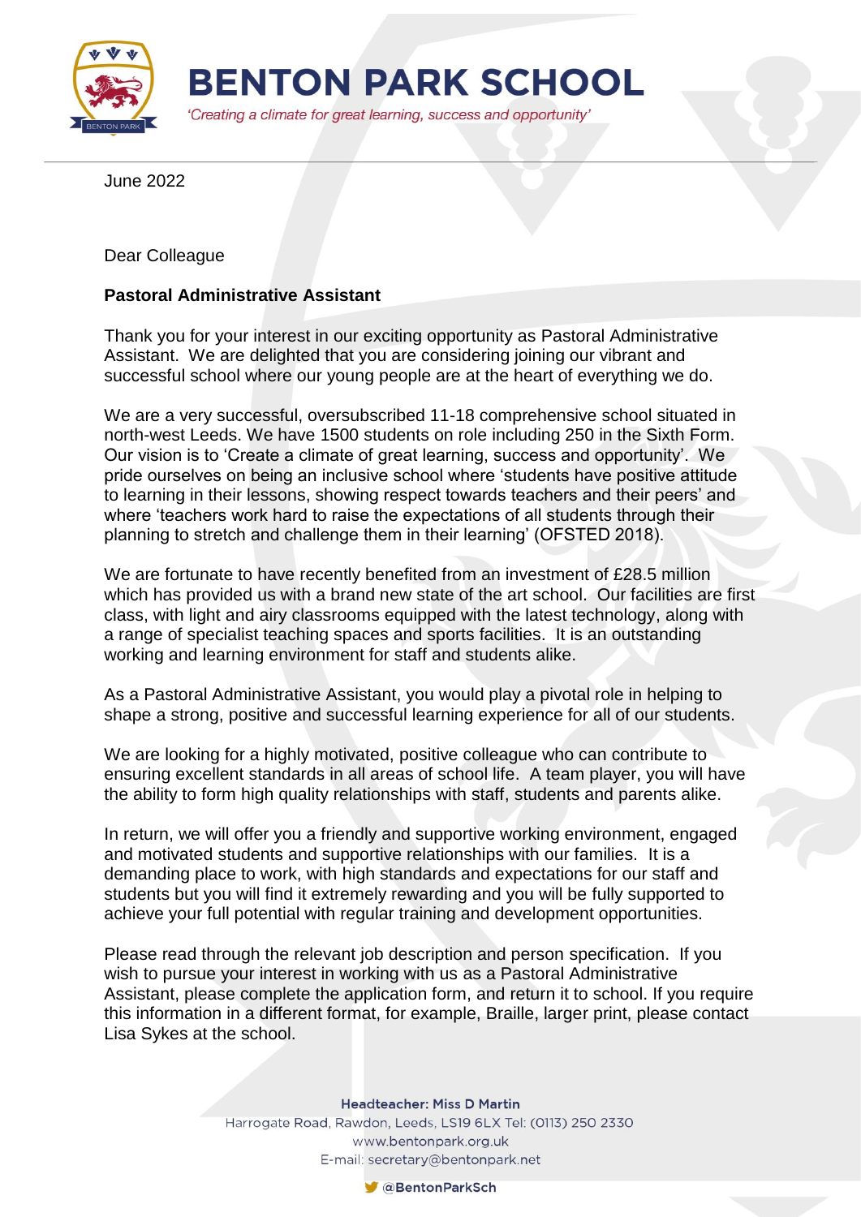# BENTON PARK SCHOOL

*'Creating a climate for great learning, success and opportunity'*

June 2022

Dear Colleague

**Pastoral Administrative Assistant**

Thank you for your interest in our exciting opportunity as Pastoral Administrative Assistant. We are delighted that you are considering joining our vibrant and successful school where our young people are at the heart of everything we do.

We are a very successful, oversubscribed 11-18 comprehensive school situated in north-west Leeds. We have 1500 students on role including 250 in the Sixth Form. Our vision is to 'Create a climate of great learning, success and opportunity'. We pride ourselves on being an inclusive school where 'students have positive attitude to learning in their lessons, showing respect towards teachers and their peers' and where 'teachers work hard to raise the expectations of all students through their planning to stretch and challenge them in their learning' (OFSTED 2018).

We are fortunate to have recently benefited from an investment of £28.5 million which has provided us with a brand new state of the art school. Our facilities are first class, with light and airy classrooms equipped with the latest technology, along with a range of specialist teaching spaces and sports facilities. It is an outstanding working and learning environment for staff and students alike.

As a Pastoral Administrative Assistant, you would play a pivotal role in helping to shape a strong, positive and successful learning experience for all of our students.

We are looking for a highly motivated, positive colleague who can contribute to ensuring excellent standards in all areas of school life. A team player, you will have the ability to form high quality relationships with staff, students and parents alike.

In return, we will offer you a friendly and supportive working environment, engaged and motivated students and supportive relationships with our families. It is a demanding place to work, with high standards and expectations for our staff and students but you will find it extremely rewarding and you will be fully supported to achieve your full potential with regular training and development opportunities.

Please read through the relevant job description and person specification. If you wish to pursue your interest in working with us as a Pastoral Administrative Assistant, please complete the application form, and return it to school. If you require this information in a different format, for example, Braille, larger print, please contact Lisa Sykes at the school.

**Headteacher: Miss D Martin**
Harrogate Road, Rawdon, Leeds, LS19 6LX Tel: (0113) 250 2330
www.bentonpark.org.uk
E-mail: secretary@bentonpark.net
@BentonParkSch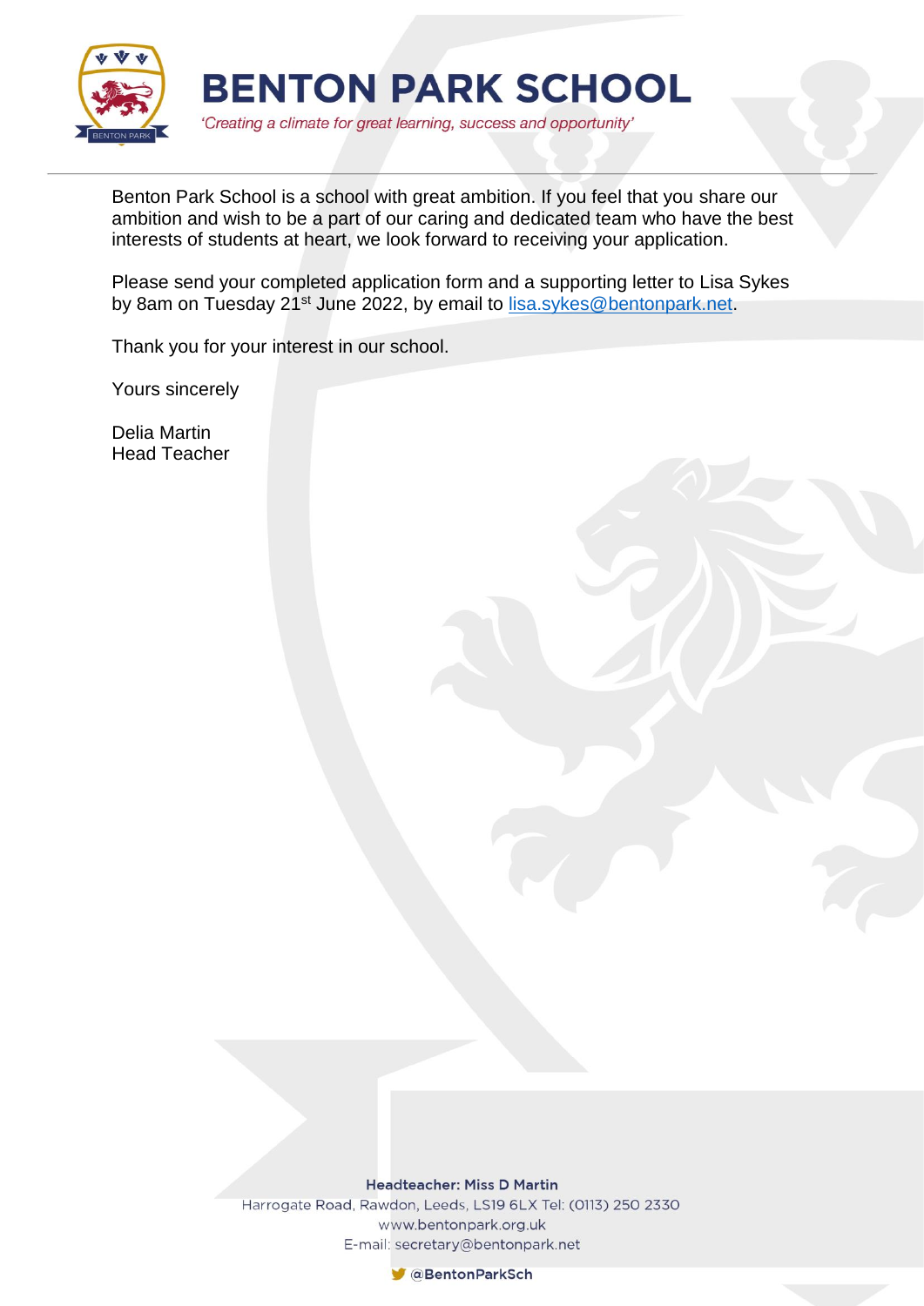Benton Park School is a school with great ambition. If you feel that you share our ambition and wish to be a part of our caring and dedicated team who have the best interests of students at heart, we look forward to receiving your application.

Please send your completed application form and a supporting letter to Lisa Sykes by 8am on Tuesday 21st June 2022, by email to lisa.sykes@bentonpark.net.

Thank you for your interest in our school.

Yours sincerely

Delia Martin
Head Teacher